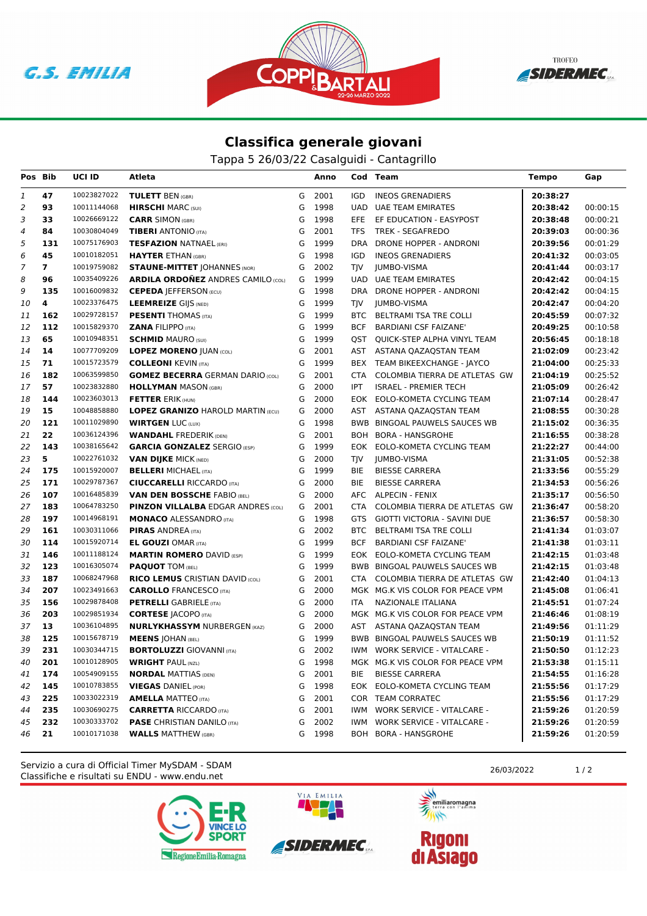# Classifica generale giovani

Tappa 5 26/03/22 Casalguidi - Cantagrillo

| Pos | Bib | UCI ID | Atleta | | Anno | Cod | Team | Tempo | Gap |
|---|---|---|---|---|---|---|---|---|---|
| 1 | 47 | 10023827022 | **TULETT** BEN (GBR) | G | 2001 | IGD | INEOS GRENADIERS | **20:38:27** | |
| 2 | 93 | 10011144068 | **HIRSCHI** MARC (SUI) | G | 1998 | UAD | UAE TEAM EMIRATES | **20:38:42** | 00:00:15 |
| 3 | 33 | 10026669122 | **CARR** SIMON (GBR) | G | 1998 | EFE | EF EDUCATION - EASYPOST | **20:38:48** | 00:00:21 |
| 4 | 84 | 10030804049 | **TIBERI** ANTONIO (ITA) | G | 2001 | TFS | TREK - SEGAFREDO | **20:39:03** | 00:00:36 |
| 5 | 131 | 10075176903 | **TESFAZION** NATNAEL (ERI) | G | 1999 | DRA | DRONE HOPPER - ANDRONI | **20:39:56** | 00:01:29 |
| 6 | 45 | 10010182051 | **HAYTER** ETHAN (GBR) | G | 1998 | IGD | INEOS GRENADIERS | **20:41:32** | 00:03:05 |
| 7 | 7 | 10019759082 | **STAUNE-MITTET** JOHANNES (NOR) | G | 2002 | TJV | JUMBO-VISMA | **20:41:44** | 00:03:17 |
| 8 | 96 | 10035409226 | **ARDILA ORDOÑEZ** ANDRES CAMILO (COL) | G | 1999 | UAD | UAE TEAM EMIRATES | **20:42:42** | 00:04:15 |
| 9 | 135 | 10016009832 | **CEPEDA** JEFFERSON (ECU) | G | 1998 | DRA | DRONE HOPPER - ANDRONI | **20:42:42** | 00:04:15 |
| 10 | 4 | 10023376475 | **LEEMREIZE** GIJS (NED) | G | 1999 | TJV | JUMBO-VISMA | **20:42:47** | 00:04:20 |
| 11 | 162 | 10029728157 | **PESENTI** THOMAS (ITA) | G | 1999 | BTC | BELTRAMI TSA TRE COLLI | **20:45:59** | 00:07:32 |
| 12 | 112 | 10015829370 | **ZANA** FILIPPO (ITA) | G | 1999 | BCF | BARDIANI CSF FAIZANE' | **20:49:25** | 00:10:58 |
| 13 | 65 | 10010948351 | **SCHMID** MAURO (SUI) | G | 1999 | QST | QUICK-STEP ALPHA VINYL TEAM | **20:56:45** | 00:18:18 |
| 14 | 14 | 10077709209 | **LOPEZ MORENO** JUAN (COL) | G | 2001 | AST | ASTANA QAZAQSTAN TEAM | **21:02:09** | 00:23:42 |
| 15 | 71 | 10015723579 | **COLLEONI** KEVIN (ITA) | G | 1999 | BEX | TEAM BIKEEXCHANGE - JAYCO | **21:04:00** | 00:25:33 |
| 16 | 182 | 10063599850 | **GOMEZ BECERRA** GERMAN DARIO (COL) | G | 2001 | CTA | COLOMBIA TIERRA DE ATLETAS GW | **21:04:19** | 00:25:52 |
| 17 | 57 | 10023832880 | **HOLLYMAN** MASON (GBR) | G | 2000 | IPT | ISRAEL - PREMIER TECH | **21:05:09** | 00:26:42 |
| 18 | 144 | 10023603013 | **FETTER** ERIK (HUN) | G | 2000 | EOK | EOLO-KOMETA CYCLING TEAM | **21:07:14** | 00:28:47 |
| 19 | 15 | 10048858880 | **LOPEZ GRANIZO** HAROLD MARTIN (ECU) | G | 2000 | AST | ASTANA QAZAQSTAN TEAM | **21:08:55** | 00:30:28 |
| 20 | 121 | 10011029890 | **WIRTGEN** LUC (LUX) | G | 1998 | BWB | BINGOAL PAUWELS SAUCES WB | **21:15:02** | 00:36:35 |
| 21 | 22 | 10036124396 | **WANDAHL** FREDERIK (DEN) | G | 2001 | BOH | BORA - HANSGROHE | **21:16:55** | 00:38:28 |
| 22 | 143 | 10038165642 | **GARCIA GONZALEZ** SERGIO (ESP) | G | 1999 | EOK | EOLO-KOMETA CYCLING TEAM | **21:22:27** | 00:44:00 |
| 23 | 5 | 10022761032 | **VAN DIJKE** MICK (NED) | G | 2000 | TJV | JUMBO-VISMA | **21:31:05** | 00:52:38 |
| 24 | 175 | 10015920007 | **BELLERI** MICHAEL (ITA) | G | 1999 | BIE | BIESSE CARRERA | **21:33:56** | 00:55:29 |
| 25 | 171 | 10029787367 | **CIUCCARELLI** RICCARDO (ITA) | G | 2000 | BIE | BIESSE CARRERA | **21:34:53** | 00:56:26 |
| 26 | 107 | 10016485839 | **VAN DEN BOSSCHE** FABIO (BEL) | G | 2000 | AFC | ALPECIN - FENIX | **21:35:17** | 00:56:50 |
| 27 | 183 | 10064783250 | **PINZON VILLALBA** EDGAR ANDRES (COL) | G | 2001 | CTA | COLOMBIA TIERRA DE ATLETAS GW | **21:36:47** | 00:58:20 |
| 28 | 197 | 10014968191 | **MONACO** ALESSANDRO (ITA) | G | 1998 | GTS | GIOTTI VICTORIA - SAVINI DUE | **21:36:57** | 00:58:30 |
| 29 | 161 | 10030311066 | **PIRAS** ANDREA (ITA) | G | 2002 | BTC | BELTRAMI TSA TRE COLLI | **21:41:34** | 01:03:07 |
| 30 | 114 | 10015920714 | **EL GOUZI** OMAR (ITA) | G | 1999 | BCF | BARDIANI CSF FAIZANE' | **21:41:38** | 01:03:11 |
| 31 | 146 | 10011188124 | **MARTIN ROMERO** DAVID (ESP) | G | 1999 | EOK | EOLO-KOMETA CYCLING TEAM | **21:42:15** | 01:03:48 |
| 32 | 123 | 10016305074 | **PAQUOT** TOM (BEL) | G | 1999 | BWB | BINGOAL PAUWELS SAUCES WB | **21:42:15** | 01:03:48 |
| 33 | 187 | 10068247968 | **RICO LEMUS** CRISTIAN DAVID (COL) | G | 2001 | CTA | COLOMBIA TIERRA DE ATLETAS GW | **21:42:40** | 01:04:13 |
| 34 | 207 | 10023491663 | **CAROLLO** FRANCESCO (ITA) | G | 2000 | MGK | MG.K VIS COLOR FOR PEACE VPM | **21:45:08** | 01:06:41 |
| 35 | 156 | 10029878408 | **PETRELLI** GABRIELE (ITA) | G | 2000 | ITA | NAZIONALE ITALIANA | **21:45:51** | 01:07:24 |
| 36 | 203 | 10029851934 | **CORTESE** JACOPO (ITA) | G | 2000 | MGK | MG.K VIS COLOR FOR PEACE VPM | **21:46:46** | 01:08:19 |
| 37 | 13 | 10036104895 | **NURLYKHASSYM** NURBERGEN (KAZ) | G | 2000 | AST | ASTANA QAZAQSTAN TEAM | **21:49:56** | 01:11:29 |
| 38 | 125 | 10015678719 | **MEENS** JOHAN (BEL) | G | 1999 | BWB | BINGOAL PAUWELS SAUCES WB | **21:50:19** | 01:11:52 |
| 39 | 231 | 10030344715 | **BORTOLUZZI** GIOVANNI (ITA) | G | 2002 | IWM | WORK SERVICE - VITALCARE - | **21:50:50** | 01:12:23 |
| 40 | 201 | 10010128905 | **WRIGHT** PAUL (NZL) | G | 1998 | MGK | MG.K VIS COLOR FOR PEACE VPM | **21:53:38** | 01:15:11 |
| 41 | 174 | 10054909155 | **NORDAL** MATTIAS (DEN) | G | 2001 | BIE | BIESSE CARRERA | **21:54:55** | 01:16:28 |
| 42 | 145 | 10010783855 | **VIEGAS** DANIEL (POR) | G | 1998 | EOK | EOLO-KOMETA CYCLING TEAM | **21:55:56** | 01:17:29 |
| 43 | 225 | 10033022319 | **AMELLA** MATTEO (ITA) | G | 2001 | COR | TEAM CORRATEC | **21:55:56** | 01:17:29 |
| 44 | 235 | 10030690275 | **CARRETTA** RICCARDO (ITA) | G | 2001 | IWM | WORK SERVICE - VITALCARE - | **21:59:26** | 01:20:59 |
| 45 | 232 | 10030333702 | **PASE** CHRISTIAN DANILO (ITA) | G | 2002 | IWM | WORK SERVICE - VITALCARE - | **21:59:26** | 01:20:59 |
| 46 | 21 | 10010171038 | **WALLS** MATTHEW (GBR) | G | 1998 | BOH | BORA - HANSGROHE | **21:59:26** | 01:20:59 |

Servizio a cura di Official Timer MySDAM - SDAM
Classifiche e risultati su ENDU - www.endu.net

26/03/2022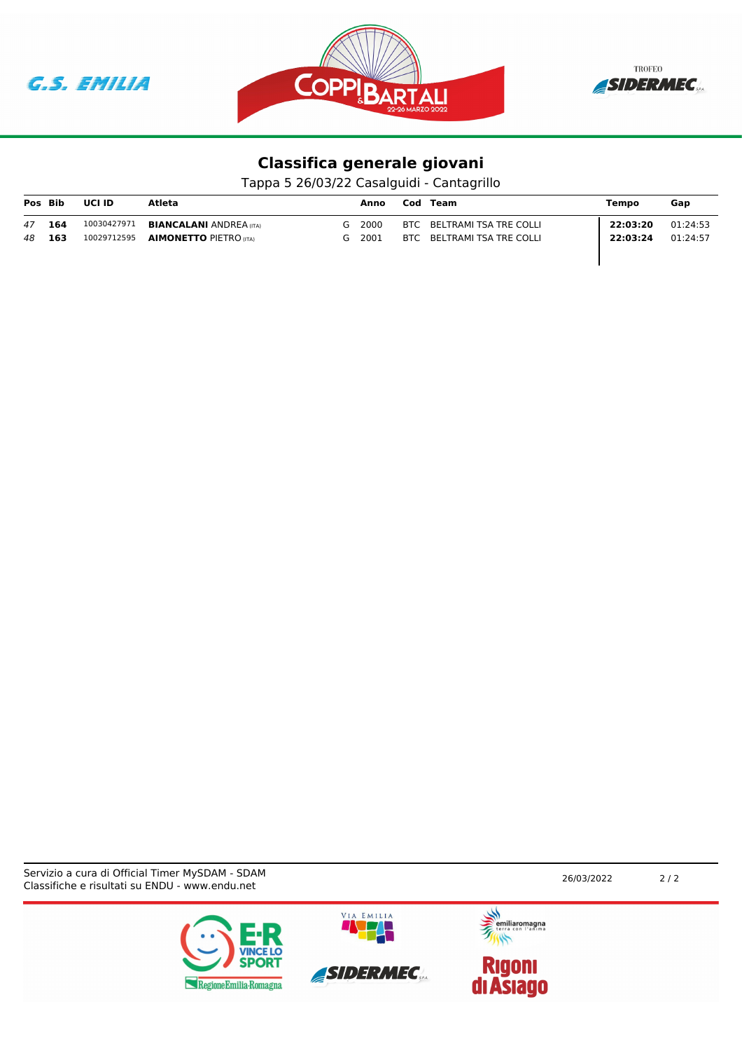## Classifica generale giovani

Tappa 5 26/03/22 Casalguidi - Cantagrillo

| Pos | Bib | UCI ID | Atleta | | Anno | Cod | Team | Tempo | Gap |
|---|---|---|---|---|---|---|---|---|---|
| 47 | **164** | 10030427971 | **BIANCALANI** ANDREA (ITA) | G | 2000 | BTC | BELTRAMI TSA TRE COLLI | **22:03:20** | 01:24:53 |
| 48 | **163** | 10029712595 | **AIMONETTO** PIETRO (ITA) | G | 2001 | BTC | BELTRAMI TSA TRE COLLI | **22:03:24** | 01:24:57 |

Servizio a cura di Official Timer MySDAM - SDAM
Classifiche e risultati su ENDU - www.endu.net

26/03/2022